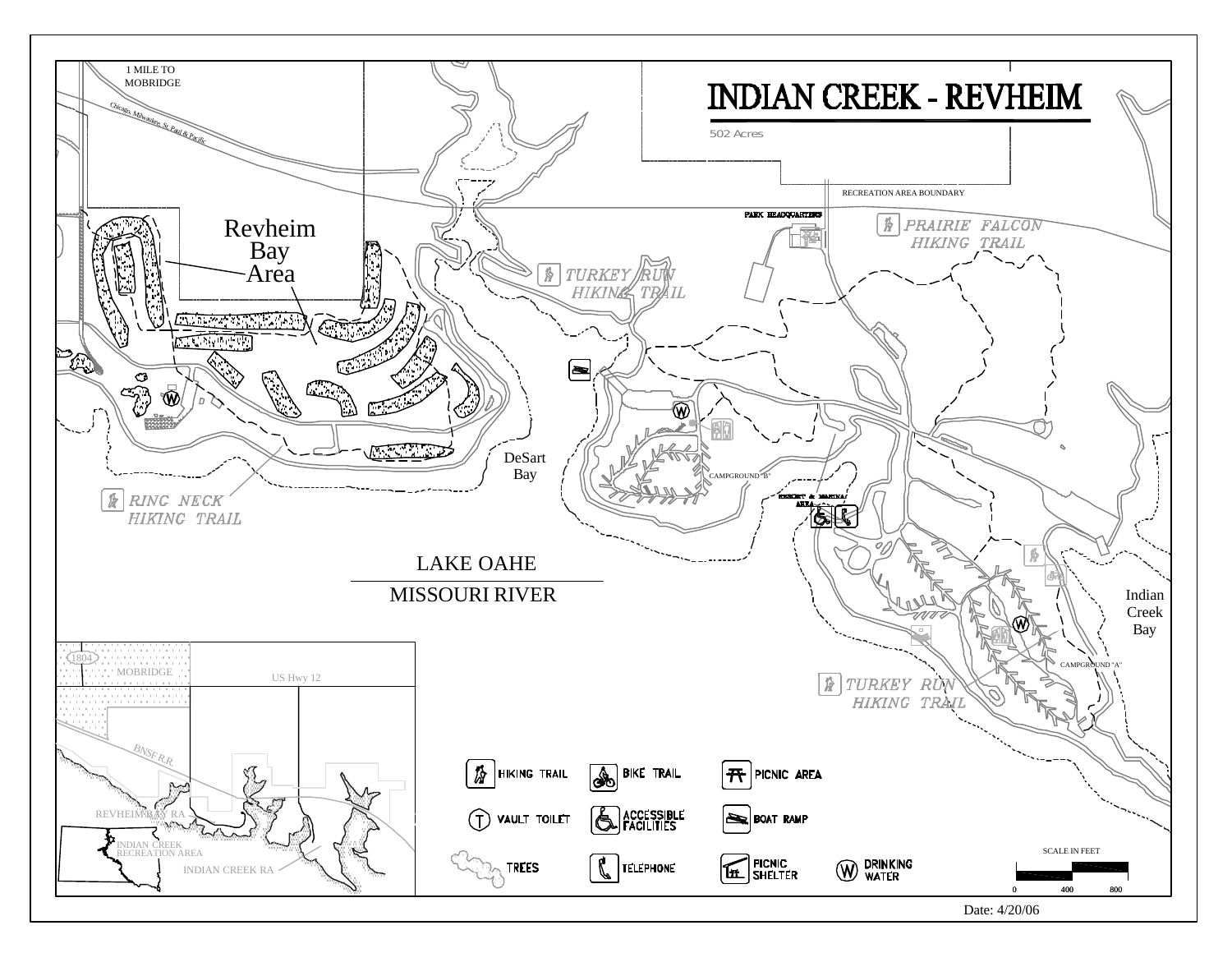# INDIAN CREEK - REVHEIM

502 Acres

1 MILE TO MOBRIDGE

Chicago, Milwaukee, St. Paul & Pacific

RECREATION AREA BOUNDARY

PARK HEADQUARTERS

PRAIRIE FALCON HIKING TRAIL

Revheim Bay Area

TURKEY RUN HIKING TRAIL

DeSart Bay

CAMPGROUND "B"

RESORT & MARINA AREA

RING NECK HIKING TRAIL

LAKE OAHE

MISSOURI RIVER

Indian Creek Bay

CAMPGROUND "A"

TURKEY RUN HIKING TRAIL

1804

MOBRIDGE

US Hwy 12

BNSF R.R.

REVHEIM BAY RA

INDIAN CREEK RECREATION AREA

INDIAN CREEK RA

HIKING TRAIL | BIKE TRAIL | PICNIC AREA

VAULT TOILET | ACCESSIBLE FACILITIES | BOAT RAMP

TREES | TELEPHONE | PICNIC SHELTER | DRINKING WATER

SCALE IN FEET

0 400 800

Date: 4/20/06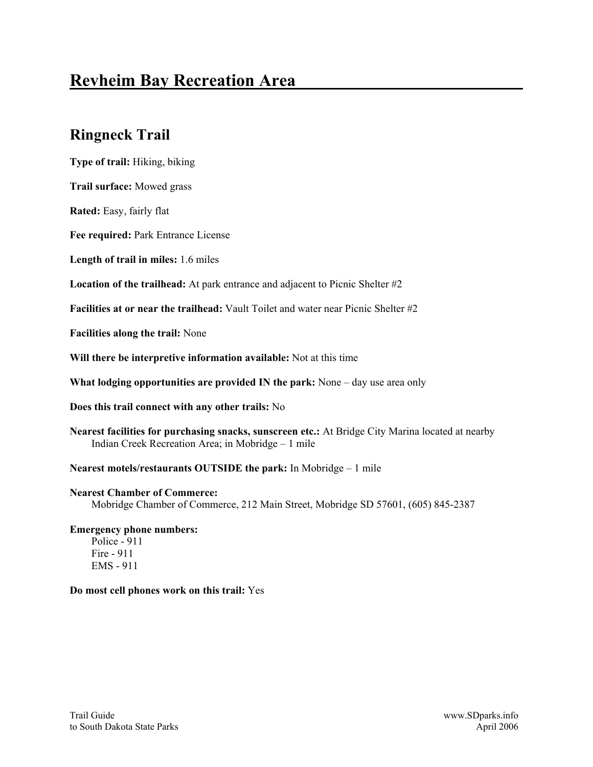# Revheim Bay Recreation Area

## Ringneck Trail

**Type of trail:** Hiking, biking

**Trail surface:** Mowed grass

**Rated:** Easy, fairly flat

**Fee required:** Park Entrance License

**Length of trail in miles:** 1.6 miles

**Location of the trailhead:** At park entrance and adjacent to Picnic Shelter #2

**Facilities at or near the trailhead:** Vault Toilet and water near Picnic Shelter #2

**Facilities along the trail:** None

**Will there be interpretive information available:** Not at this time

**What lodging opportunities are provided IN the park:** None – day use area only

**Does this trail connect with any other trails:** No

**Nearest facilities for purchasing snacks, sunscreen etc.:** At Bridge City Marina located at nearby Indian Creek Recreation Area; in Mobridge – 1 mile

**Nearest motels/restaurants OUTSIDE the park:** In Mobridge – 1 mile

**Nearest Chamber of Commerce:**
Mobridge Chamber of Commerce, 212 Main Street, Mobridge SD 57601, (605) 845-2387

**Emergency phone numbers:**
Police - 911
Fire - 911
EMS - 911

**Do most cell phones work on this trail:** Yes